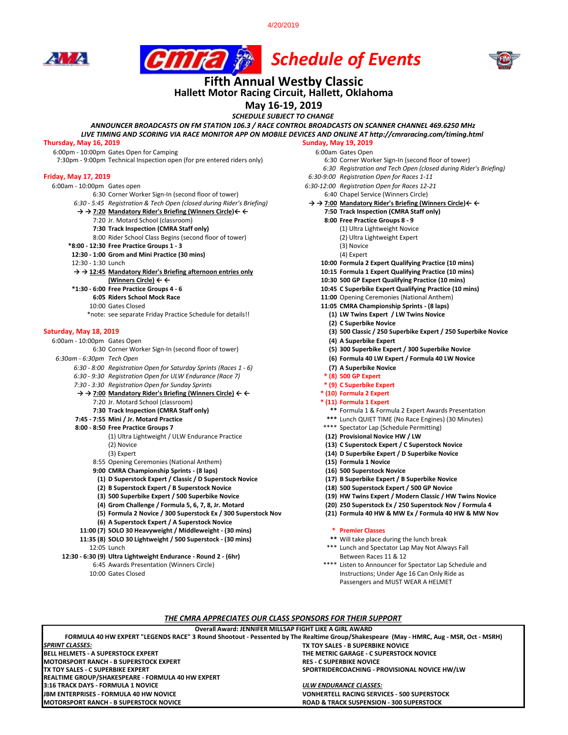4/20/2019

# cmra Schedule of Events

## Fifth Annual Westby Classic

### Hallett Motor Racing Circuit, Hallett, Oklahoma

### May 16-19, 2019

***SCHEDULE SUBJECT TO CHANGE***

*ANNOUNCER BROADCASTS ON FM STATION 106.3 / RACE CONTROL BROADCASTS ON SCANNER CHANNEL 469.6250 MHz*
*LIVE TIMING AND SCORING VIA RACE MONITOR APP ON MOBILE DEVICES AND ONLINE AT http://cmraracing.com/timing.html*

**Thursday, May 16, 2019**

6:00pm - 10:00pm Gates Open for Camping
7:30pm - 9:00pm Technical Inspection open (for pre entered riders only)

**Friday, May 17, 2019**

6:00am - 10:00pm Gates open
6:30 Corner Worker Sign-In (second floor of tower)
*6:30 - 5:45 Registration & Tech Open (closed during Rider's Briefing)*
**→ → 7:20 Mandatory Rider's Briefing (Winners Circle) ← ←**
7:20 Jr. Motard School (classroom)
**7:30 Track Inspection (CMRA Staff only)**
8:00 Rider School Class Begins (second floor of tower)
**\*8:00 - 12:30 Free Practice Groups 1 - 3**
**12:30 - 1:00 Grom and Mini Practice (30 mins)**
12:30 - 1:30 Lunch
**→ → 12:45 Mandatory Rider's Briefing afternoon entries only (Winners Circle) ← ←**
**\*1:30 - 6:00 Free Practice Groups 4 - 6**
**6:05 Riders School Mock Race**
10:00 Gates Closed
\*note: see separate Friday Practice Schedule for details!!

**Saturday, May 18, 2019**

6:00am - 10:00pm Gates Open
6:30 Corner Worker Sign-In (second floor of tower)
*6:30am - 6:30pm Tech Open*
*6:30 - 8:00 Registration Open for Saturday Sprints (Races 1 - 6)*
*6:30 - 9:30 Registration Open for ULW Endurance (Race 7)*
*7:30 - 3:30 Registration Open for Sunday Sprints*
**→ → 7:00 Mandatory Rider's Briefing (Winners Circle) ← ←**
7:20 Jr. Motard School (classroom)
**7:30 Track Inspection (CMRA Staff only)**
**7:45 - 7:55 Mini / Jr. Motard Practice**
**8:00 - 8:50 Free Practice Groups 7**
- (1) Ultra Lightweight / ULW Endurance Practice
- (2) Novice
- (3) Expert

8:55 Opening Ceremonies (National Anthem)
**9:00 CMRA Championship Sprints - (8 laps)**
- **(1) D Superstock Expert / Classic / D Superstock Novice**
- **(2) B Superstock Expert / B Superstock Novice**
- **(3) 500 Superbike Expert / 500 Superbike Novice**
- **(4) Grom Challenge / Formula 5, 6, 7, 8, Jr. Motard**
- **(5) Formula 2 Novice / 300 Superstock Ex / 300 Superstock Nov**
- **(6) A Superstock Expert / A Superstock Novice**

**11:00 (7) SOLO 30 Heavyweight / Middleweight - (30 mins)**
**11:35 (8) SOLO 30 Lightweight / 500 Superstock - (30 mins)**
12:05 Lunch
**12:30 - 6:30 (9) Ultra Lightweight Endurance - Round 2 - (6hr)**
6:45 Awards Presentation (Winners Circle)
10:00 Gates Closed

**Sunday, May 19, 2019**

6:00am Gates Open
6:30 Corner Worker Sign-In (second floor of tower)
*6:30 Registration and Tech Open (closed during Rider's Briefing)*
*6:30-9:00 Registration Open for Races 1-11*
*6:30-12:00 Registration Open for Races 12-21*
6:40 Chapel Service (Winners Circle)
**→ → 7:00 Mandatory Rider's Briefing (Winners Circle) ← ←**
**7:50 Track Inspection (CMRA Staff only)**
**8:00 Free Practice Groups 8 - 9**
- (1) Ultra Lightweight Novice
- (2) Ultra Lightweight Expert
- (3) Novice
- (4) Expert

**10:00 Formula 2 Expert Qualifying Practice (10 mins)**
**10:15 Formula 1 Expert Qualifying Practice (10 mins)**
**10:30 500 GP Expert Qualifying Practice (10 mins)**
**10:45 C Superbike Expert Qualifying Practice (10 mins)**
**11:00** Opening Ceremonies (National Anthem)
**11:05 CMRA Championship Sprints - (8 laps)**
- **(1) LW Twins Expert / LW Twins Novice**
- **(2) C Superbike Novice**
- **(3) 500 Classic / 250 Superbike Expert / 250 Superbike Novice**
- **(4) A Superbike Expert**
- **(5) 300 Superbike Expert / 300 Superbike Novice**
- **(6) Formula 40 LW Expert / Formula 40 LW Novice**
- **(7) A Superbike Novice**
- **\* (8) 500 GP Expert**
- **\* (9) C Superbike Expert**
- **\* (10) Formula 2 Expert**
- **\* (11) Formula 1 Expert**
- \*\* Formula 1 & Formula 2 Expert Awards Presentation
- \*\*\* Lunch QUIET TIME (No Race Engines) (30 Minutes)
- \*\*\*\* Spectator Lap (Schedule Permitting)
- **(12) Provisional Novice HW / LW**
- **(13) C Superstock Expert / C Superstock Novice**
- **(14) D Superbike Expert / D Superbike Novice**
- **(15) Formula 1 Novice**
- **(16) 500 Superstock Novice**
- **(17) B Superbike Expert / B Superbike Novice**
- **(18) 500 Superstock Expert / 500 GP Novice**
- **(19) HW Twins Expert / Modern Classic / HW Twins Novice**
- **(20) 250 Superstock Ex / 250 Superstock Nov / Formula 4**
- **(21) Formula 40 HW & MW Ex / Formula 40 HW & MW Nov**

\* **Premier Classes**
\*\* Will take place during the lunch break
\*\*\* Lunch and Spectator Lap May Not Always Fall Between Races 11 & 12
\*\*\*\* Listen to Announcer for Spectator Lap Schedule and Instructions; Under Age 16 Can Only Ride as Passengers and MUST WEAR A HELMET

***THE CMRA APPRECIATES OUR CLASS SPONSORS FOR THEIR SUPPORT***

**Overall Award: JENNIFER MILLSAP FIGHT LIKE A GIRL AWARD**
**FORMULA 40 HW EXPERT "LEGENDS RACE" 3 Round Shootout - Pessented by The Realtime Group/Shakespeare (May - HMRC, Aug - MSR, Oct - MSRH)**

***SPRINT CLASSES:***
**BELL HELMETS - A SUPERSTOCK EXPERT**
**MOTORSPORT RANCH - B SUPERSTOCK EXPERT**
**TX TOY SALES - C SUPERBIKE EXPERT**
**REALTIME GROUP/SHAKESPEARE - FORMULA 40 HW EXPERT**
**3:16 TRACK DAYS - FORMULA 1 NOVICE**
**JBM ENTERPRISES - FORMULA 40 HW NOVICE**
**MOTORSPORT RANCH - B SUPERSTOCK NOVICE**
**TX TOY SALES - B SUPERBIKE NOVICE**
**THE METRIC GARAGE - C SUPERSTOCK NOVICE**
**RES - C SUPERBIKE NOVICE**
**SPORTRIDERCOACHING - PROVISIONAL NOVICE HW/LW**

***ULW ENDURANCE CLASSES:***
**VONHERTELL RACING SERVICES - 500 SUPERSTOCK**
**ROAD & TRACK SUSPENSION - 300 SUPERSTOCK**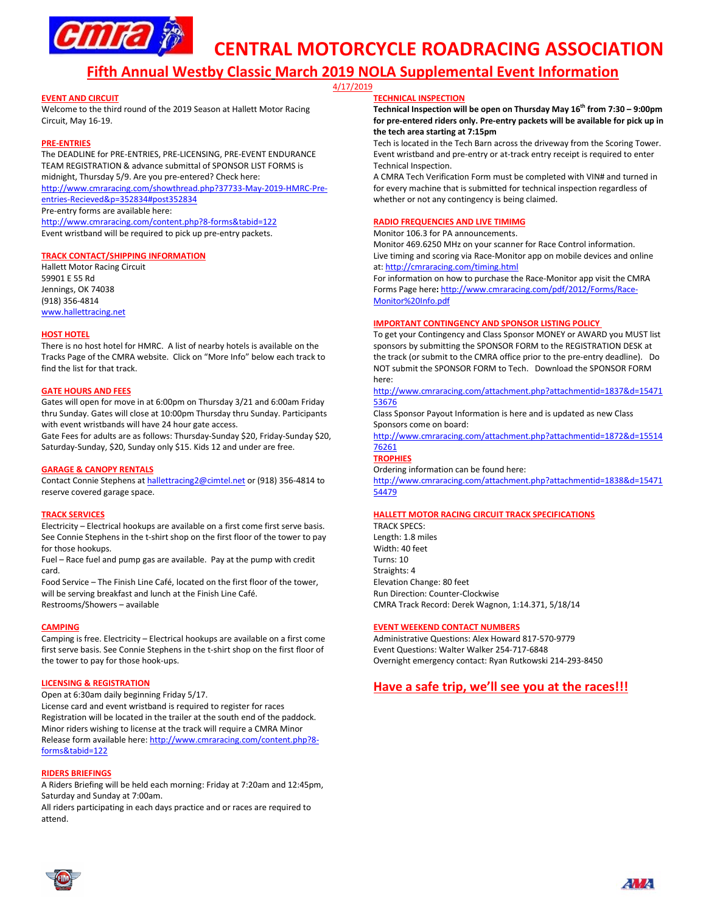# CENTRAL MOTORCYCLE ROADRACING ASSOCIATION

## Fifth Annual Westby Classic March 2019 NOLA Supplemental Event Information

4/17/2019

### EVENT AND CIRCUIT

Welcome to the third round of the 2019 Season at Hallett Motor Racing Circuit, May 16-19.

### PRE-ENTRIES

The DEADLINE for PRE-ENTRIES, PRE-LICENSING, PRE-EVENT ENDURANCE TEAM REGISTRATION & advance submittal of SPONSOR LIST FORMS is midnight, Thursday 5/9. Are you pre-entered? Check here:
http://www.cmraracing.com/showthread.php?37733-May-2019-HMRC-Pre-entries-Recieved&p=352834#post352834

Pre-entry forms are available here:
http://www.cmraracing.com/content.php?8-forms&tabid=122

Event wristband will be required to pick up pre-entry packets.

### TRACK CONTACT/SHIPPING INFORMATION

Hallett Motor Racing Circuit
59901 E 55 Rd
Jennings, OK 74038
(918) 356-4814
www.hallettracing.net

### HOST HOTEL

There is no host hotel for HMRC. A list of nearby hotels is available on the Tracks Page of the CMRA website. Click on "More Info" below each track to find the list for that track.

### GATE HOURS AND FEES

Gates will open for move in at 6:00pm on Thursday 3/21 and 6:00am Friday thru Sunday. Gates will close at 10:00pm Thursday thru Sunday. Participants with event wristbands will have 24 hour gate access.

Gate Fees for adults are as follows: Thursday-Sunday $20, Friday-Sunday $20, Saturday-Sunday, $20, Sunday only $15. Kids 12 and under are free.

### GARAGE & CANOPY RENTALS

Contact Connie Stephens at hallettracing2@cimtel.net or (918) 356-4814 to reserve covered garage space.

### TRACK SERVICES

Electricity – Electrical hookups are available on a first come first serve basis. See Connie Stephens in the t-shirt shop on the first floor of the tower to pay for those hookups.

Fuel – Race fuel and pump gas are available. Pay at the pump with credit card.

Food Service – The Finish Line Café, located on the first floor of the tower, will be serving breakfast and lunch at the Finish Line Café.

Restrooms/Showers – available

### CAMPING

Camping is free. Electricity – Electrical hookups are available on a first come first serve basis. See Connie Stephens in the t-shirt shop on the first floor of the tower to pay for those hook-ups.

### LICENSING & REGISTRATION

Open at 6:30am daily beginning Friday 5/17.

License card and event wristband is required to register for races

Registration will be located in the trailer at the south end of the paddock.

Minor riders wishing to license at the track will require a CMRA Minor Release form available here: http://www.cmraracing.com/content.php?8-forms&tabid=122

### RIDERS BRIEFINGS

A Riders Briefing will be held each morning: Friday at 7:20am and 12:45pm, Saturday and Sunday at 7:00am.

All riders participating in each days practice and or races are required to attend.

### TECHNICAL INSPECTION

**Technical Inspection will be open on Thursday May 16th from 7:30 – 9:00pm for pre-entered riders only. Pre-entry packets will be available for pick up in the tech area starting at 7:15pm**

Tech is located in the Tech Barn across the driveway from the Scoring Tower. Event wristband and pre-entry or at-track entry receipt is required to enter Technical Inspection.

A CMRA Tech Verification Form must be completed with VIN# and turned in for every machine that is submitted for technical inspection regardless of whether or not any contingency is being claimed.

### RADIO FREQUENCIES AND LIVE TIMIMG

Monitor 106.3 for PA announcements.

Monitor 469.6250 MHz on your scanner for Race Control information.

Live timing and scoring via Race-Monitor app on mobile devices and online at: http://cmraracing.com/timing.html

For information on how to purchase the Race-Monitor app visit the CMRA Forms Page here**:** http://www.cmraracing.com/pdf/2012/Forms/Race-Monitor%20Info.pdf

### IMPORTANT CONTINGENCY AND SPONSOR LISTING POLICY

To get your Contingency and Class Sponsor MONEY or AWARD you MUST list sponsors by submitting the SPONSOR FORM to the REGISTRATION DESK at the track (or submit to the CMRA office prior to the pre-entry deadline). Do NOT submit the SPONSOR FORM to Tech. Download the SPONSOR FORM here:
http://www.cmraracing.com/attachment.php?attachmentid=1837&d=1547153676

Class Sponsor Payout Information is here and is updated as new Class Sponsors come on board:
http://www.cmraracing.com/attachment.php?attachmentid=1872&d=1551476261

### TROPHIES

Ordering information can be found here:
http://www.cmraracing.com/attachment.php?attachmentid=1838&d=1547154479

### HALLETT MOTOR RACING CIRCUIT TRACK SPECIFICATIONS

TRACK SPECS:
Length: 1.8 miles
Width: 40 feet
Turns: 10
Straights: 4
Elevation Change: 80 feet
Run Direction: Counter-Clockwise
CMRA Track Record: Derek Wagnon, 1:14.371, 5/18/14

### EVENT WEEKEND CONTACT NUMBERS

Administrative Questions: Alex Howard 817-570-9779
Event Questions: Walter Walker 254-717-6848
Overnight emergency contact: Ryan Rutkowski 214-293-8450

## Have a safe trip, we'll see you at the races!!!